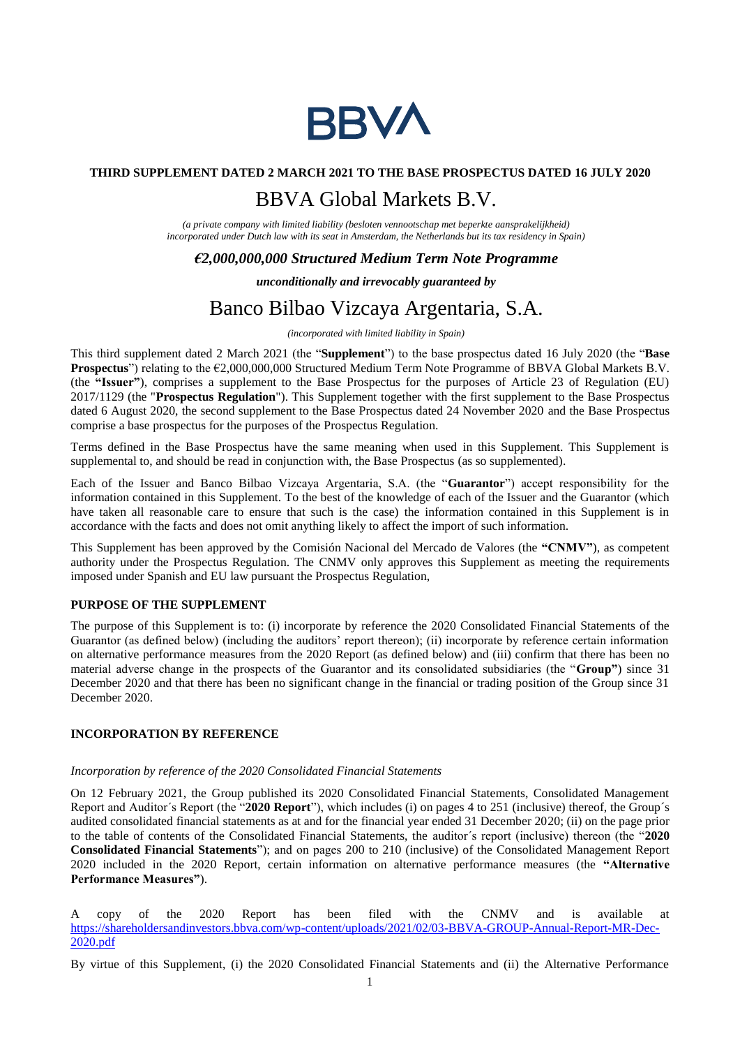BBVA

**THIRD SUPPLEMENT DATED 2 MARCH 2021 TO THE BASE PROSPECTUS DATED 16 JULY 2020**

# BBVA Global Markets B.V.

*(a private company with limited liability (besloten vennootschap met beperkte aansprakelijkheid) incorporated under Dutch law with its seat in Amsterdam, the Netherlands but its tax residency in Spain)*

***€2,000,000,000 Structured Medium Term Note Programme***

***unconditionally and irrevocably guaranteed by***

# Banco Bilbao Vizcaya Argentaria, S.A.

*(incorporated with limited liability in Spain)*

This third supplement dated 2 March 2021 (the "**Supplement**") to the base prospectus dated 16 July 2020 (the "**Base Prospectus**") relating to the €2,000,000,000 Structured Medium Term Note Programme of BBVA Global Markets B.V. (the **"Issuer"**), comprises a supplement to the Base Prospectus for the purposes of Article 23 of Regulation (EU) 2017/1129 (the "**Prospectus Regulation**"). This Supplement together with the first supplement to the Base Prospectus dated 6 August 2020, the second supplement to the Base Prospectus dated 24 November 2020 and the Base Prospectus comprise a base prospectus for the purposes of the Prospectus Regulation.

Terms defined in the Base Prospectus have the same meaning when used in this Supplement. This Supplement is supplemental to, and should be read in conjunction with, the Base Prospectus (as so supplemented).

Each of the Issuer and Banco Bilbao Vizcaya Argentaria, S.A. (the "**Guarantor**") accept responsibility for the information contained in this Supplement. To the best of the knowledge of each of the Issuer and the Guarantor (which have taken all reasonable care to ensure that such is the case) the information contained in this Supplement is in accordance with the facts and does not omit anything likely to affect the import of such information.

This Supplement has been approved by the Comisión Nacional del Mercado de Valores (the **"CNMV"**), as competent authority under the Prospectus Regulation. The CNMV only approves this Supplement as meeting the requirements imposed under Spanish and EU law pursuant the Prospectus Regulation,

## PURPOSE OF THE SUPPLEMENT

The purpose of this Supplement is to: (i) incorporate by reference the 2020 Consolidated Financial Statements of the Guarantor (as defined below) (including the auditors' report thereon); (ii) incorporate by reference certain information on alternative performance measures from the 2020 Report (as defined below) and (iii) confirm that there has been no material adverse change in the prospects of the Guarantor and its consolidated subsidiaries (the "**Group"**) since 31 December 2020 and that there has been no significant change in the financial or trading position of the Group since 31 December 2020.

## INCORPORATION BY REFERENCE

*Incorporation by reference of the 2020 Consolidated Financial Statements*

On 12 February 2021, the Group published its 2020 Consolidated Financial Statements, Consolidated Management Report and Auditor´s Report (the "**2020 Report**"), which includes (i) on pages 4 to 251 (inclusive) thereof, the Group´s audited consolidated financial statements as at and for the financial year ended 31 December 2020; (ii) on the page prior to the table of contents of the Consolidated Financial Statements, the auditor´s report (inclusive) thereon (the "**2020 Consolidated Financial Statements**"); and on pages 200 to 210 (inclusive) of the Consolidated Management Report 2020 included in the 2020 Report, certain information on alternative performance measures (the **"Alternative Performance Measures"**).

A copy of the 2020 Report has been filed with the CNMV and is available at https://shareholdersandinvestors.bbva.com/wp-content/uploads/2021/02/03-BBVA-GROUP-Annual-Report-MR-Dec-2020.pdf

By virtue of this Supplement, (i) the 2020 Consolidated Financial Statements and (ii) the Alternative Performance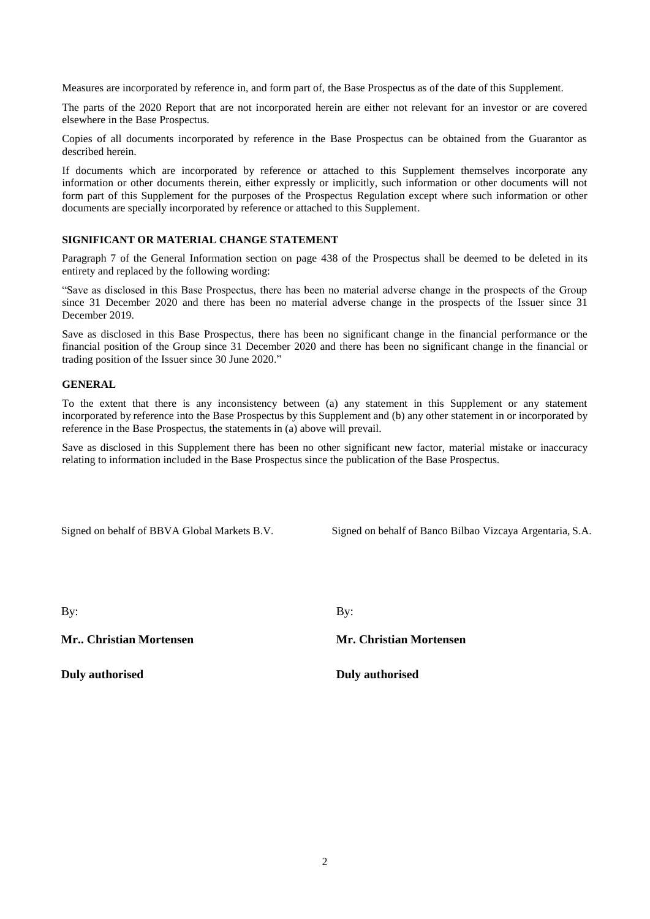Measures are incorporated by reference in, and form part of, the Base Prospectus as of the date of this Supplement.

The parts of the 2020 Report that are not incorporated herein are either not relevant for an investor or are covered elsewhere in the Base Prospectus.

Copies of all documents incorporated by reference in the Base Prospectus can be obtained from the Guarantor as described herein.

If documents which are incorporated by reference or attached to this Supplement themselves incorporate any information or other documents therein, either expressly or implicitly, such information or other documents will not form part of this Supplement for the purposes of the Prospectus Regulation except where such information or other documents are specially incorporated by reference or attached to this Supplement.

**SIGNIFICANT OR MATERIAL CHANGE STATEMENT**

Paragraph 7 of the General Information section on page 438 of the Prospectus shall be deemed to be deleted in its entirety and replaced by the following wording:

"Save as disclosed in this Base Prospectus, there has been no material adverse change in the prospects of the Group since 31 December 2020 and there has been no material adverse change in the prospects of the Issuer since 31 December 2019.

Save as disclosed in this Base Prospectus, there has been no significant change in the financial performance or the financial position of the Group since 31 December 2020 and there has been no significant change in the financial or trading position of the Issuer since 30 June 2020."

**GENERAL**

To the extent that there is any inconsistency between (a) any statement in this Supplement or any statement incorporated by reference into the Base Prospectus by this Supplement and (b) any other statement in or incorporated by reference in the Base Prospectus, the statements in (a) above will prevail.

Save as disclosed in this Supplement there has been no other significant new factor, material mistake or inaccuracy relating to information included in the Base Prospectus since the publication of the Base Prospectus.

Signed on behalf of BBVA Global Markets B.V.

By:

**Mr.. Christian Mortensen**

**Duly authorised**

Signed on behalf of Banco Bilbao Vizcaya Argentaria, S.A.

By:

**Mr. Christian Mortensen**

**Duly authorised**